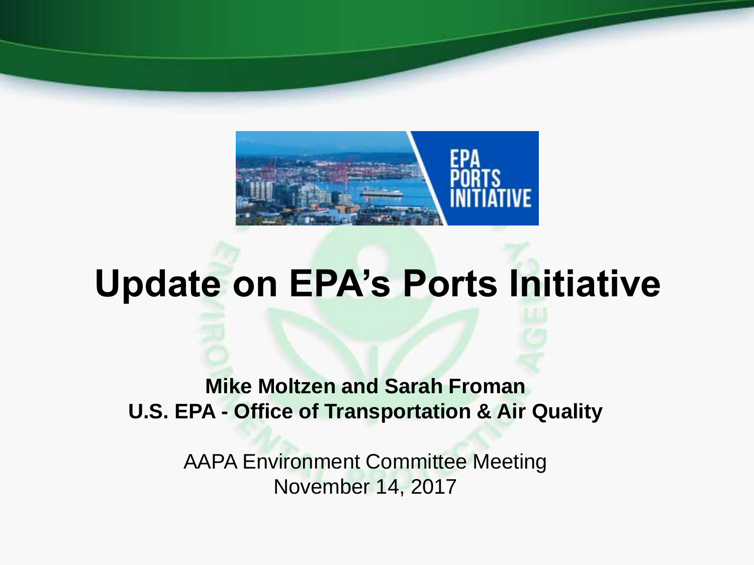# Update on EPA's Ports Initiative

**Mike Moltzen and Sarah Froman**
**U.S. EPA - Office of Transportation & Air Quality**

AAPA Environment Committee Meeting
November 14, 2017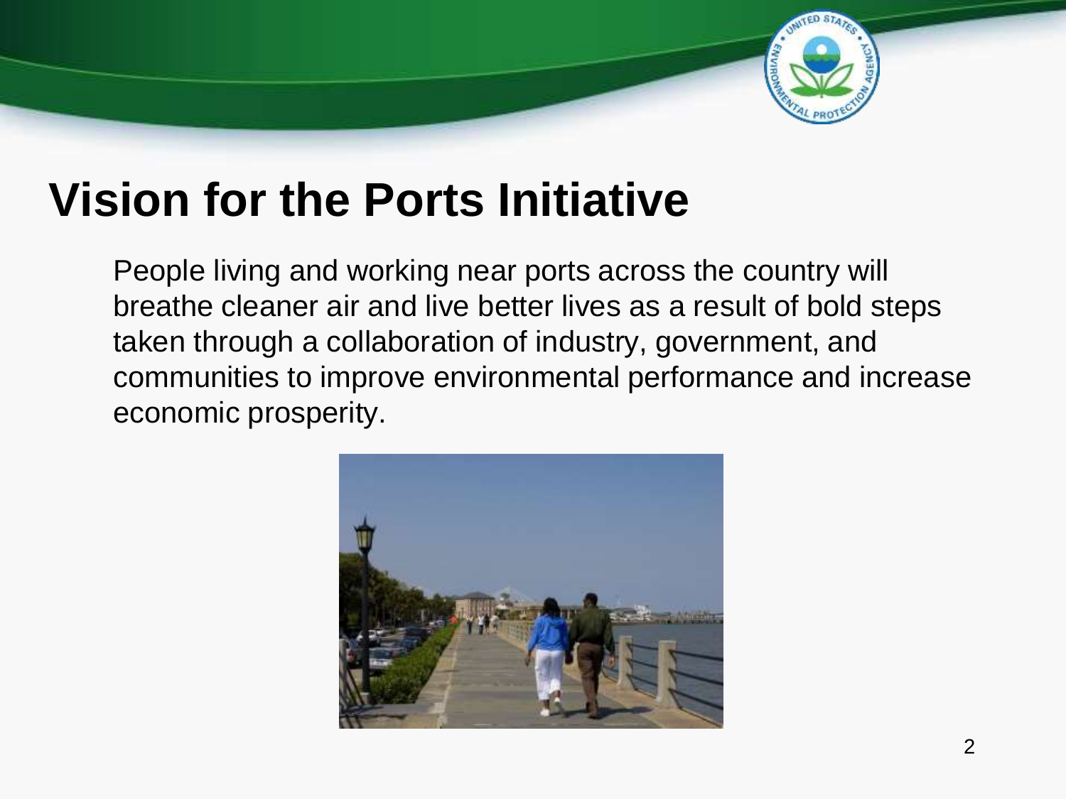# Vision for the Ports Initiative

People living and working near ports across the country will breathe cleaner air and live better lives as a result of bold steps taken through a collaboration of industry, government, and communities to improve environmental performance and increase economic prosperity.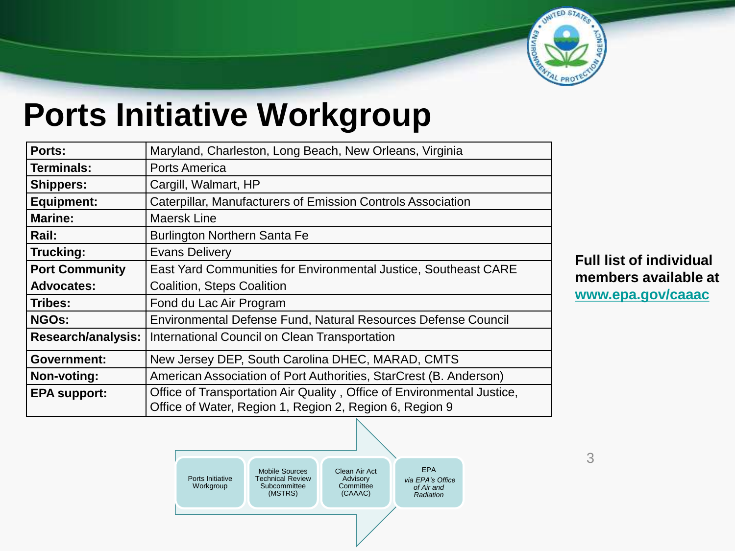# Ports Initiative Workgroup

| | |
|---|---|
| **Ports:** | Maryland, Charleston, Long Beach, New Orleans, Virginia |
| **Terminals:** | Ports America |
| **Shippers:** | Cargill, Walmart, HP |
| **Equipment:** | Caterpillar, Manufacturers of Emission Controls Association |
| **Marine:** | Maersk Line |
| **Rail:** | Burlington Northern Santa Fe |
| **Trucking:** | Evans Delivery |
| **Port Community Advocates:** | East Yard Communities for Environmental Justice, Southeast CARE Coalition, Steps Coalition |
| **Tribes:** | Fond du Lac Air Program |
| **NGOs:** | Environmental Defense Fund, Natural Resources Defense Council |
| **Research/analysis:** | International Council on Clean Transportation |
| **Government:** | New Jersey DEP, South Carolina DHEC, MARAD, CMTS |
| **Non-voting:** | American Association of Port Authorities, StarCrest (B. Anderson) |
| **EPA support:** | Office of Transportation Air Quality , Office of Environmental Justice, Office of Water, Region 1, Region 2, Region 6, Region 9 |

**Full list of individual members available at [www.epa.gov/caaac](http://www.epa.gov/caaac)**

Ports Initiative Workgroup → Mobile Sources Technical Review Subcommittee (MSTRS) → Clean Air Act Advisory Committee (CAAAC) → EPA *via EPA's Office of Air and Radiation*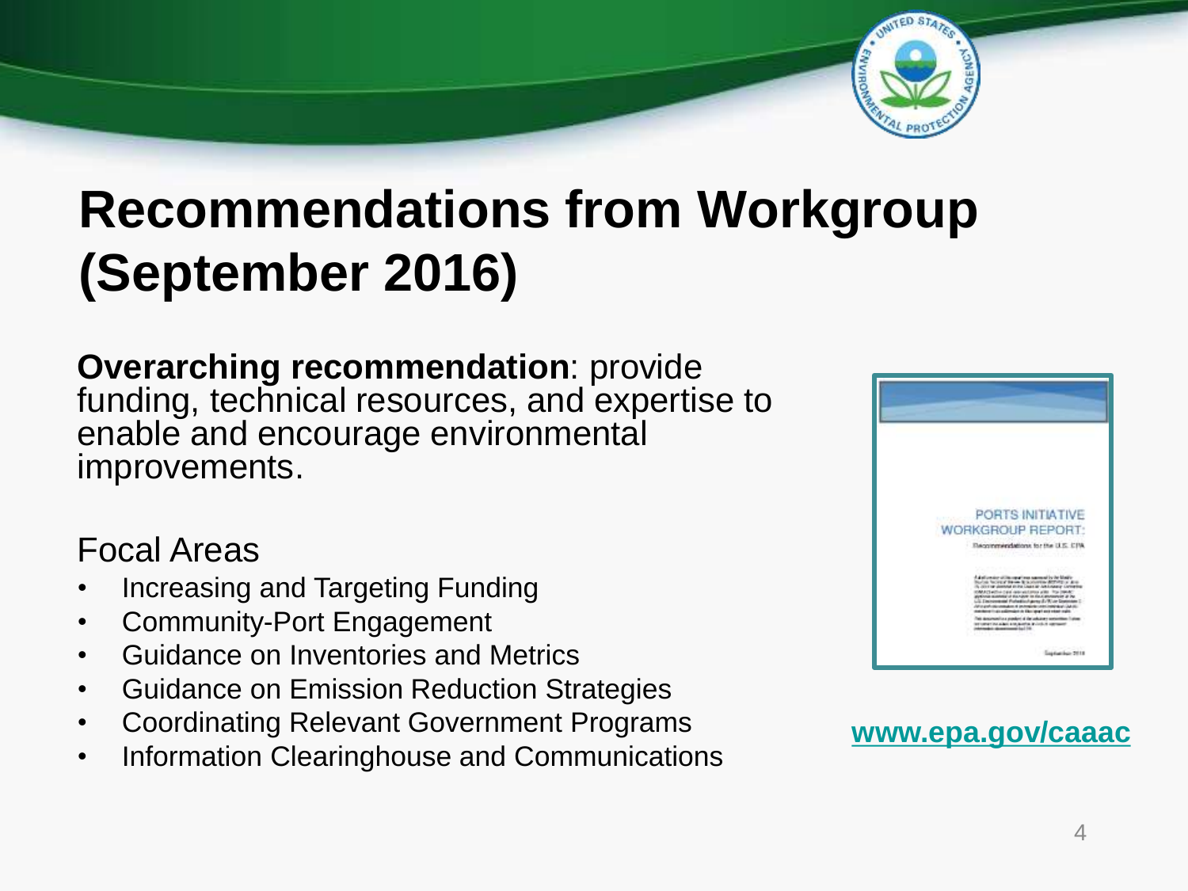# Recommendations from Workgroup (September 2016)

**Overarching recommendation**: provide funding, technical resources, and expertise to enable and encourage environmental improvements.

Focal Areas

- Increasing and Targeting Funding
- Community-Port Engagement
- Guidance on Inventories and Metrics
- Guidance on Emission Reduction Strategies
- Coordinating Relevant Government Programs
- Information Clearinghouse and Communications

PORTS INITIATIVE WORKGROUP REPORT: Recommendations for the U.S. EPA

www.epa.gov/caaac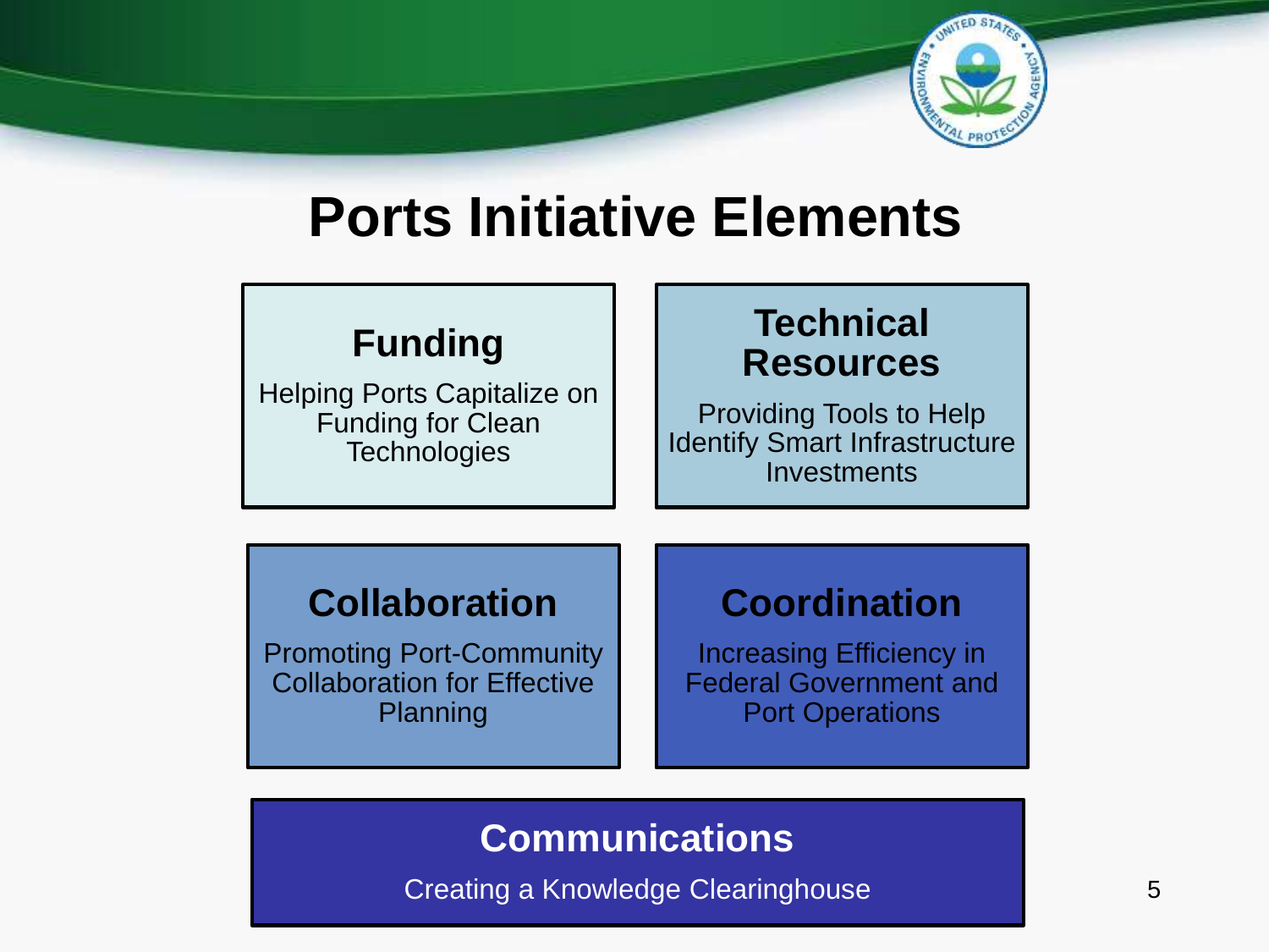# Ports Initiative Elements

## Funding

Helping Ports Capitalize on Funding for Clean Technologies

## Technical Resources

Providing Tools to Help Identify Smart Infrastructure Investments

## Collaboration

Promoting Port-Community Collaboration for Effective Planning

## Coordination

Increasing Efficiency in Federal Government and Port Operations

## Communications

Creating a Knowledge Clearinghouse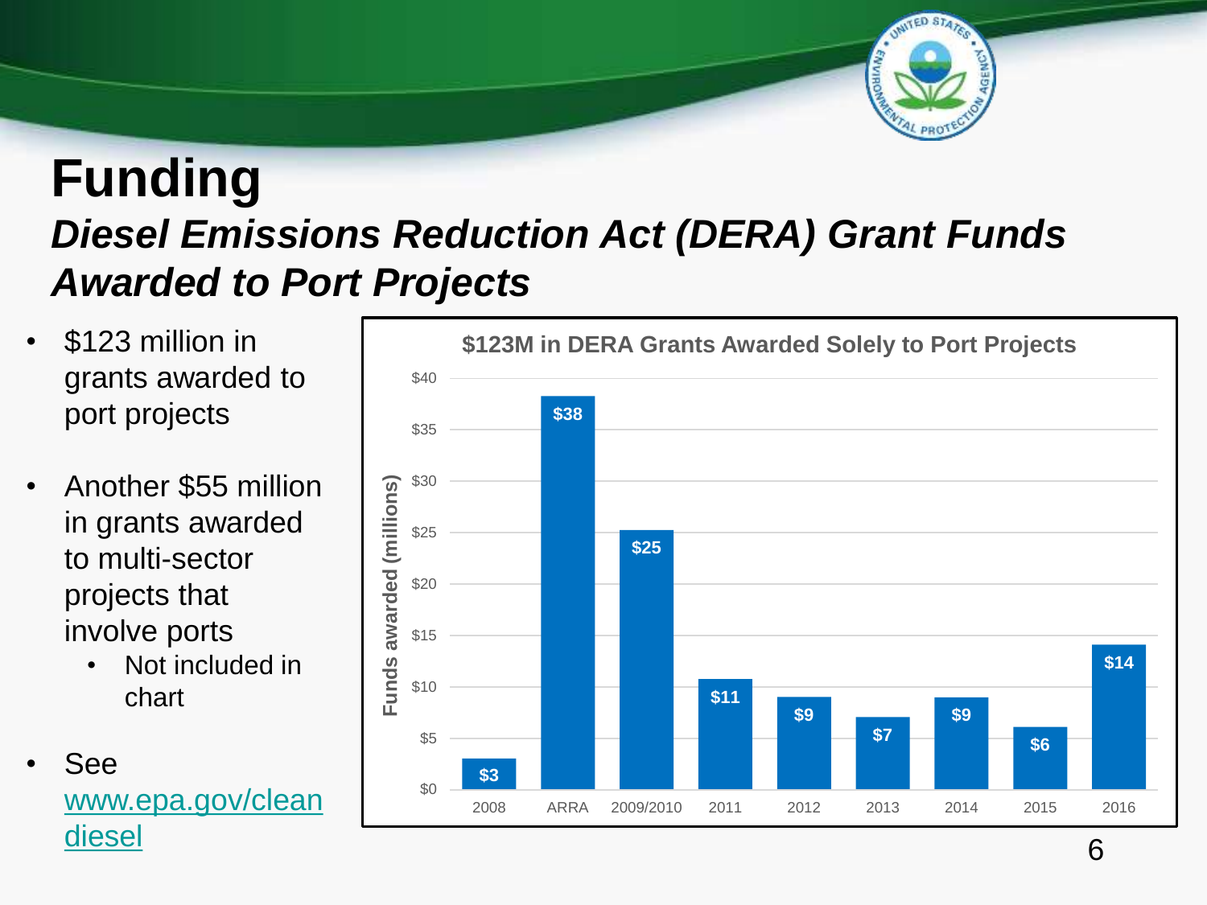# Funding

## *Diesel Emissions Reduction Act (DERA) Grant Funds Awarded to Port Projects*

- $123 million in grants awarded to port projects
- Another $55 million in grants awarded to multi-sector projects that involve ports
  - Not included in chart
- See [www.epa.gov/cleandiesel](http://www.epa.gov/cleandiesel)

**$123M in DERA Grants Awarded Solely to Port Projects**

| Year | Funds awarded (millions) |
| --- | --- |
| 2008 | $3 |
| ARRA | $38 |
| 2009/2010 | $25 |
| 2011 | $11 |
| 2012 | $9 |
| 2013 | $7 |
| 2014 | $9 |
| 2015 | $6 |
| 2016 | $14 |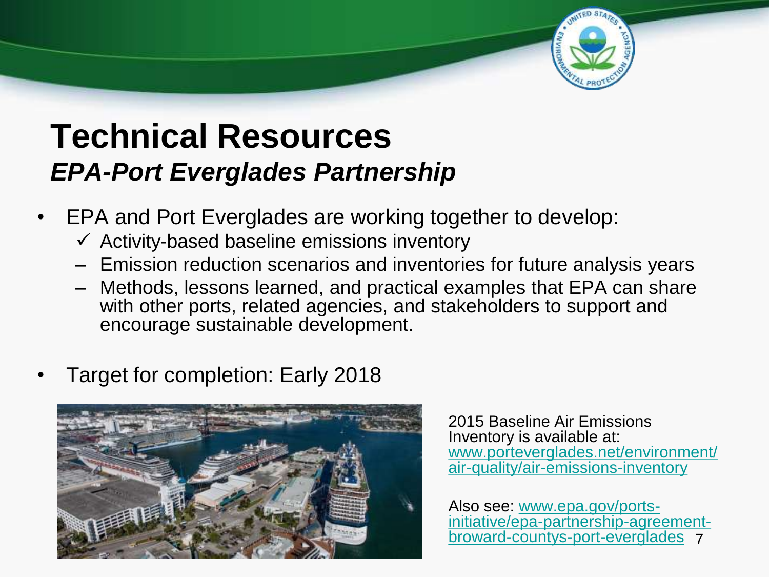# Technical Resources

## *EPA-Port Everglades Partnership*

- EPA and Port Everglades are working together to develop:
  - ✓ Activity-based baseline emissions inventory
  - – Emission reduction scenarios and inventories for future analysis years
  - – Methods, lessons learned, and practical examples that EPA can share with other ports, related agencies, and stakeholders to support and encourage sustainable development.
- Target for completion: Early 2018

2015 Baseline Air Emissions Inventory is available at: www.porteverglades.net/environment/air-quality/air-emissions-inventory

Also see: www.epa.gov/ports-initiative/epa-partnership-agreement-broward-countys-port-everglades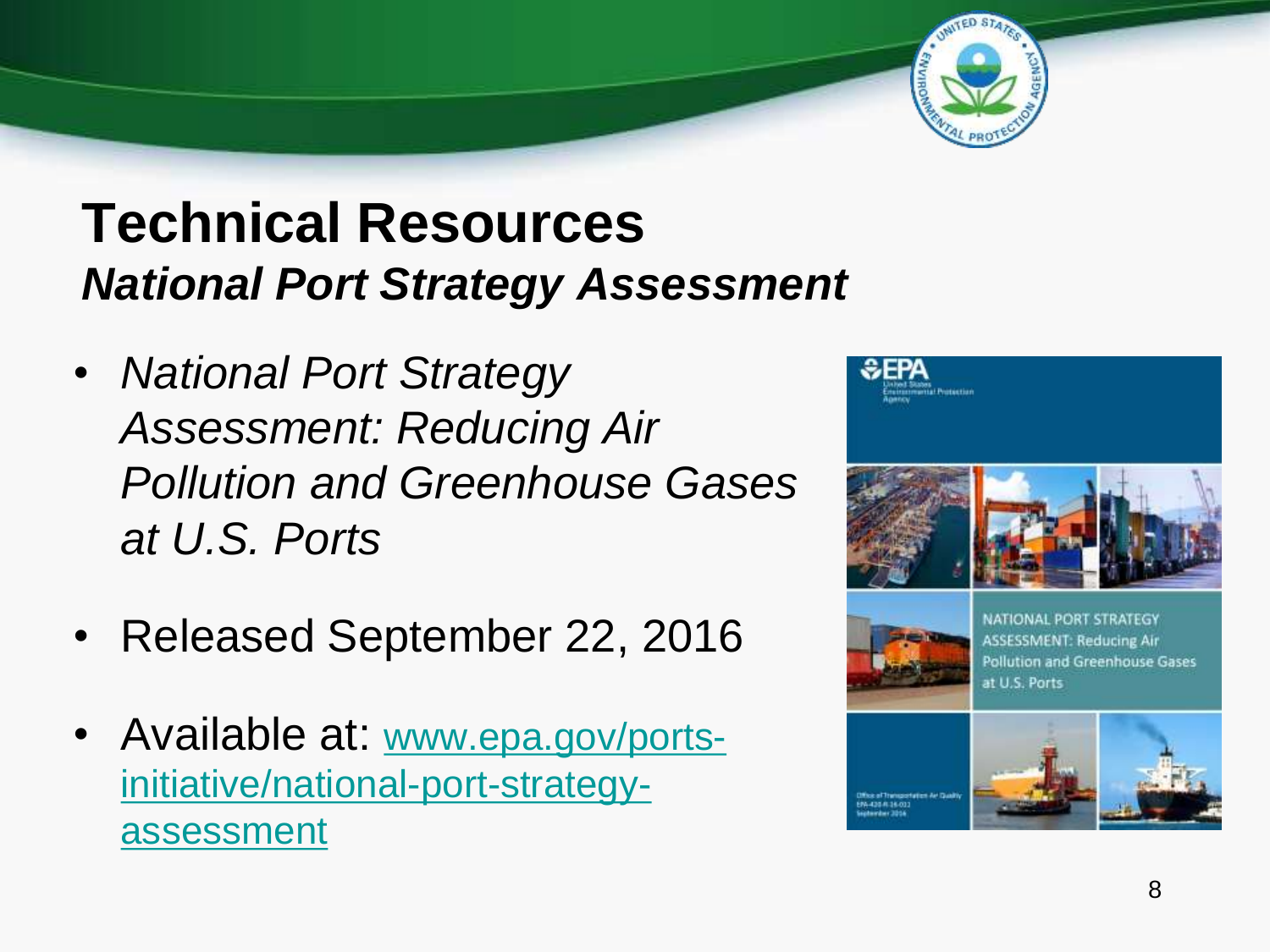# Technical Resources

## *National Port Strategy Assessment*

- *National Port Strategy Assessment: Reducing Air Pollution and Greenhouse Gases at U.S. Ports*
- Released September 22, 2016
- Available at: [www.epa.gov/ports-initiative/national-port-strategy-assessment](www.epa.gov/ports-initiative/national-port-strategy-assessment)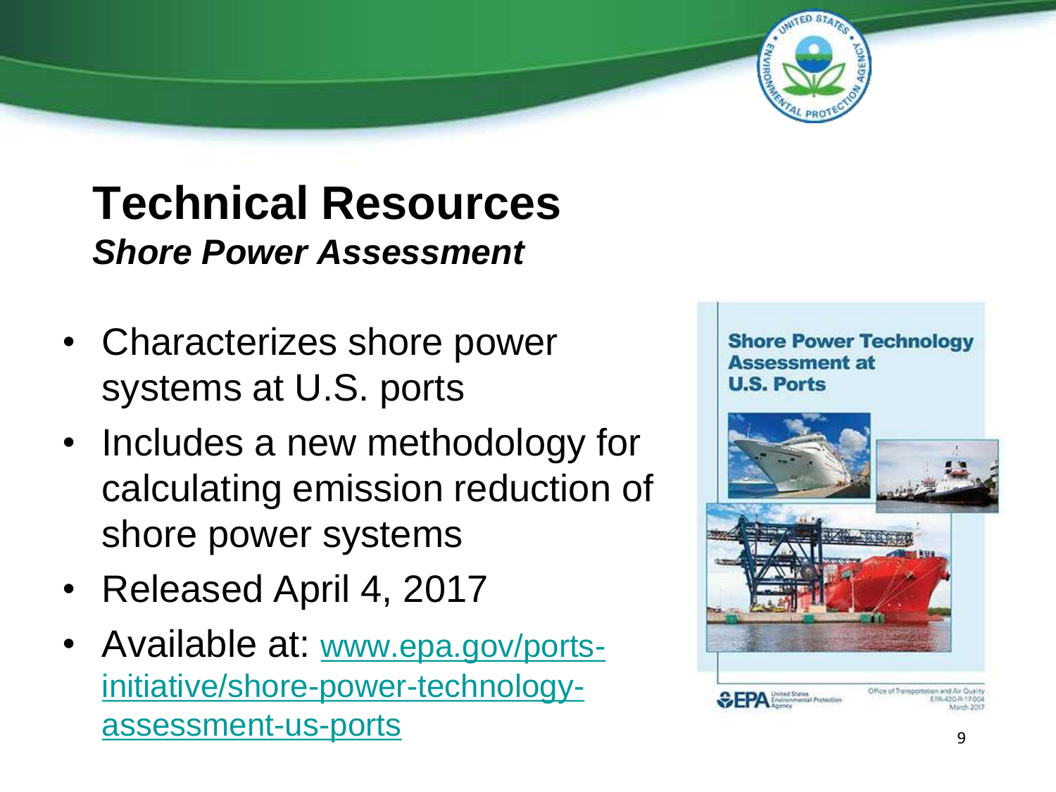# Technical Resources

## *Shore Power Assessment*

- Characterizes shore power systems at U.S. ports
- Includes a new methodology for calculating emission reduction of shore power systems
- Released April 4, 2017
- Available at: www.epa.gov/ports-initiative/shore-power-technology-assessment-us-ports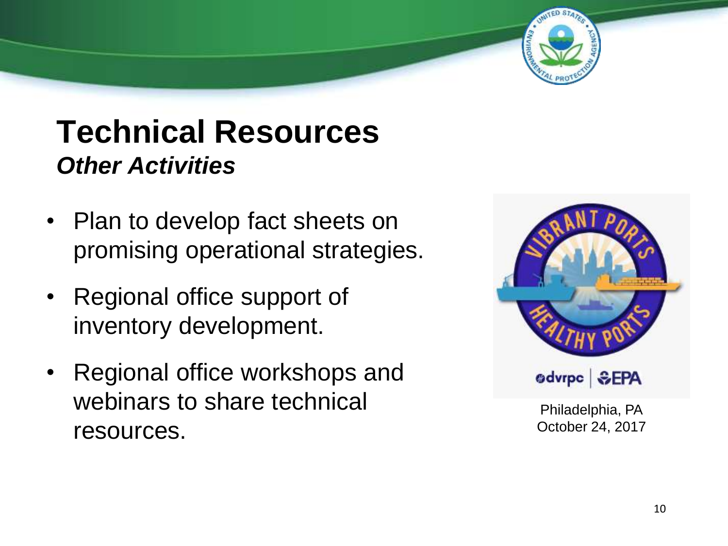# Technical Resources

***Other Activities***

- Plan to develop fact sheets on promising operational strategies.
- Regional office support of inventory development.
- Regional office workshops and webinars to share technical resources.

Philadelphia, PA
October 24, 2017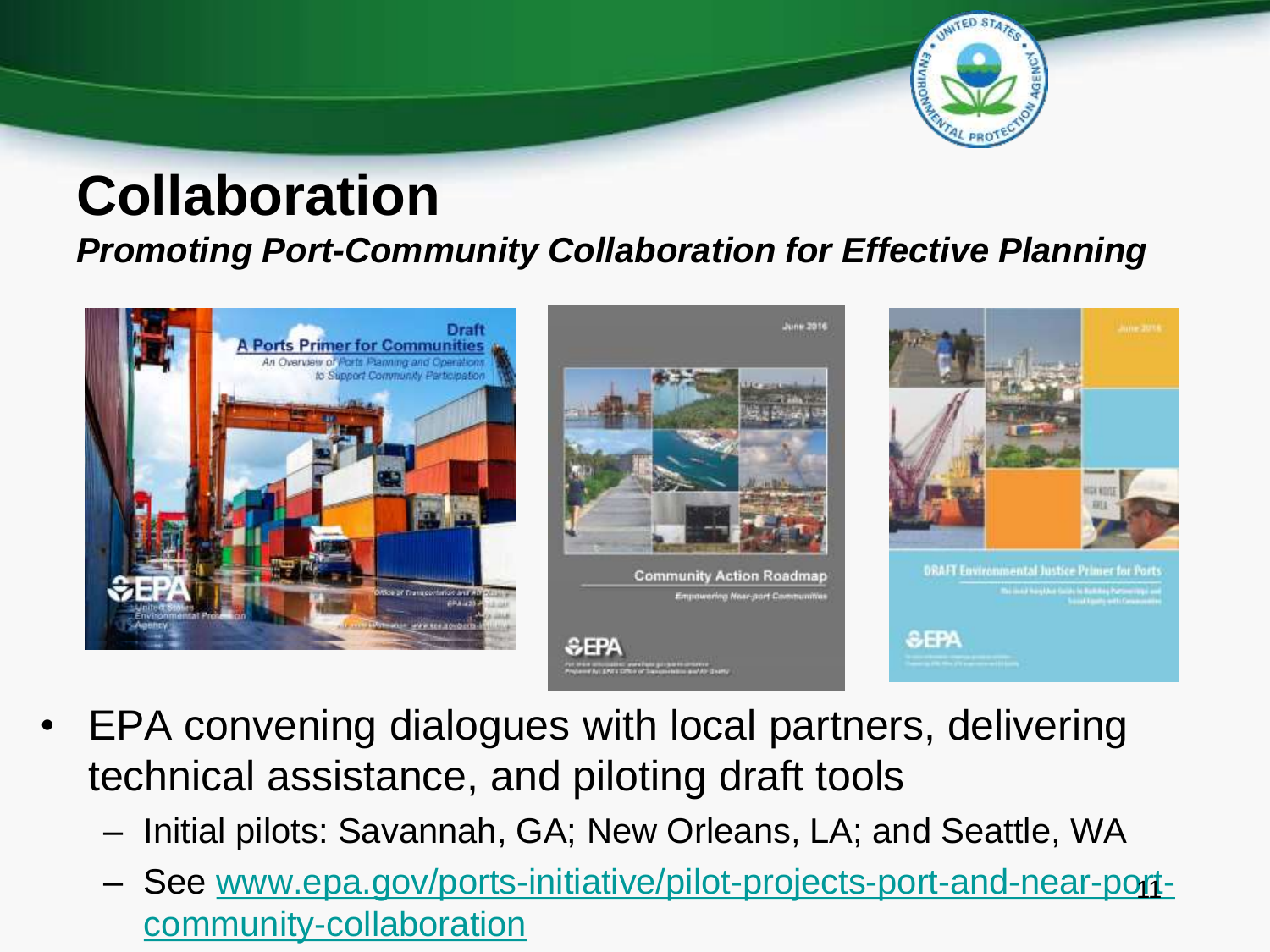# Collaboration

***Promoting Port-Community Collaboration for Effective Planning***

- EPA convening dialogues with local partners, delivering technical assistance, and piloting draft tools
  - Initial pilots: Savannah, GA; New Orleans, LA; and Seattle, WA
  - See [www.epa.gov/ports-initiative/pilot-projects-port-and-near-port-community-collaboration](www.epa.gov/ports-initiative/pilot-projects-port-and-near-port-community-collaboration)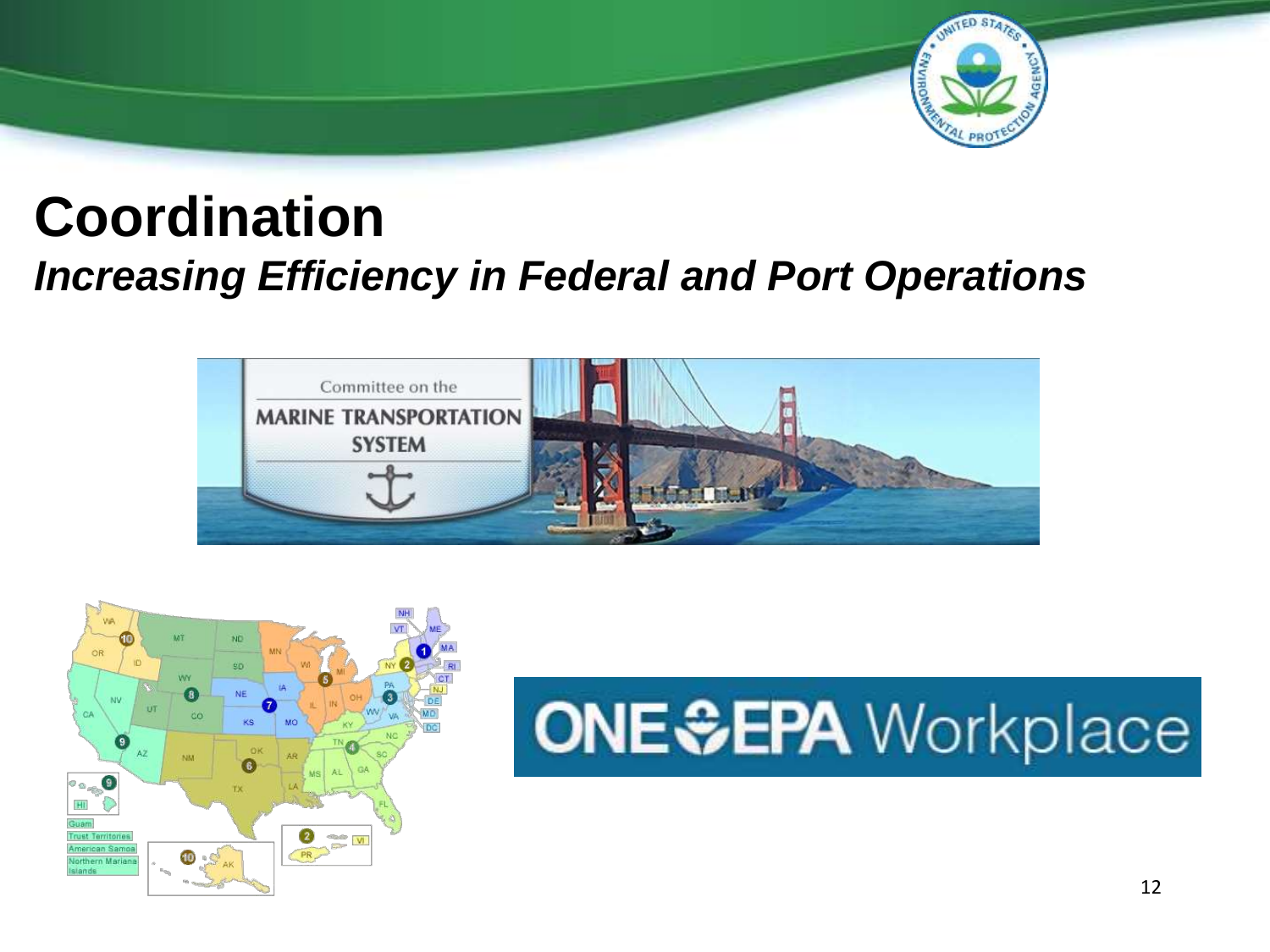# Coordination

## *Increasing Efficiency in Federal and Port Operations*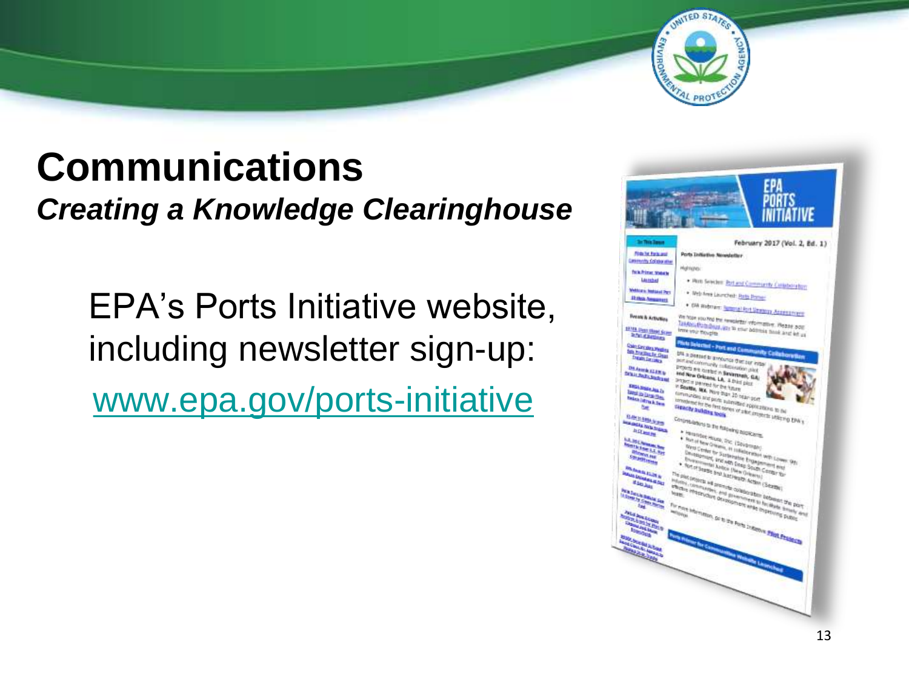# Communications

***Creating a Knowledge Clearinghouse***

EPA's Ports Initiative website, including newsletter sign-up:

[www.epa.gov/ports-initiative](www.epa.gov/ports-initiative)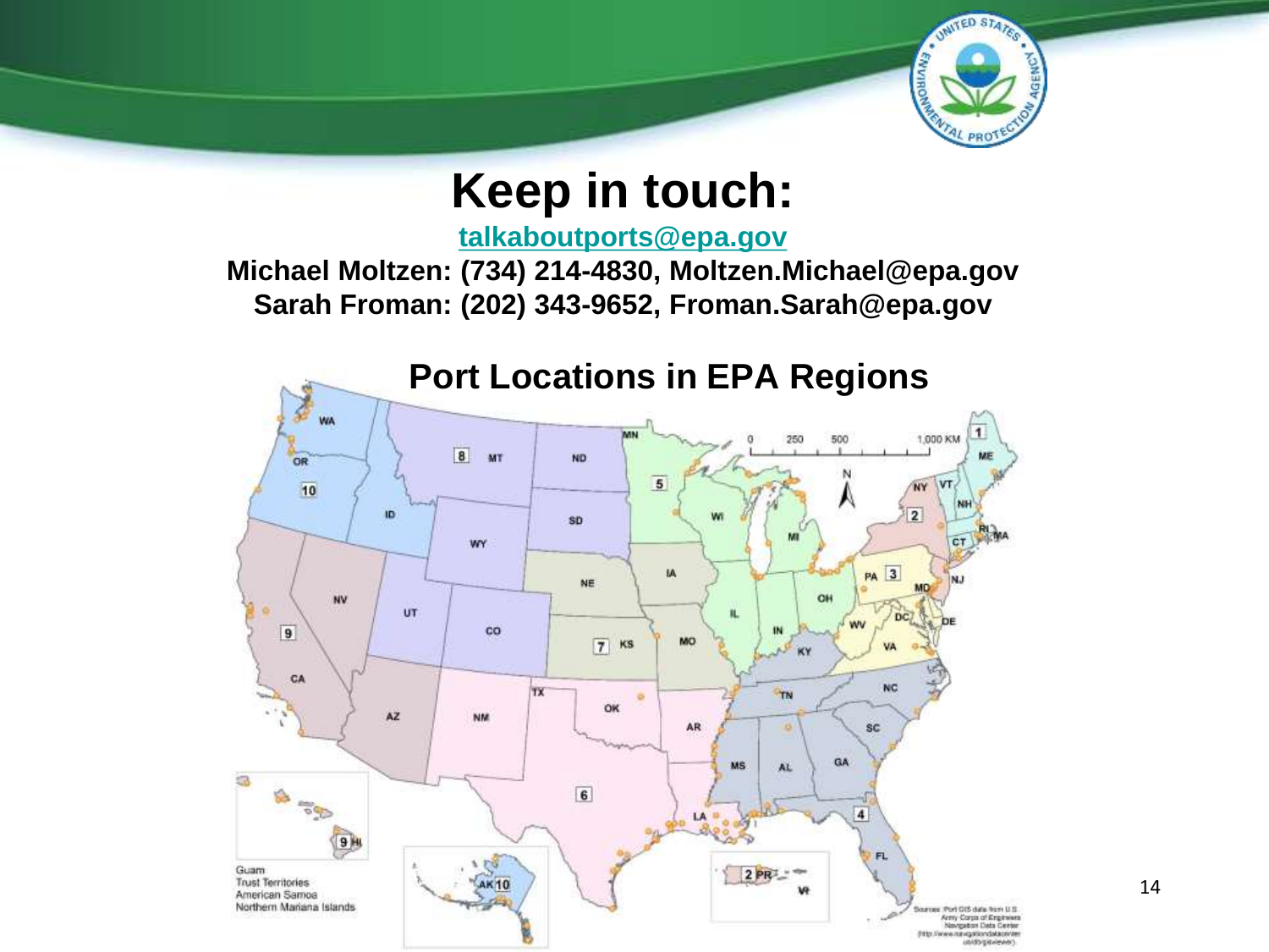# Keep in touch:

talkaboutports@epa.gov

**Michael Moltzen: (734) 214-4830, Moltzen.Michael@epa.gov**
**Sarah Froman: (202) 343-9652, Froman.Sarah@epa.gov**

## Port Locations in EPA Regions

WA
OR
10
ID
8
MT
ND
SD
WY
MN
5
WI
MI
IA
NE
NV
UT
CO
9
CA
7
KS
MO
IL
IN
OH
KY
PA
3
WV
DC
VA
MD
DE
NJ
NY
2
VT
NH
ME
1
MA
RI
CT
TN
NC
SC
GA
AL
MS
AR
LA
4
FL
TX
OK
NM
AZ
6
9 HI
AK 10
2 PR
VI

Guam
Trust Territories
American Samoa
Northern Mariana Islands

0 250 500 1,000 KM
N

Sources: Port GIS data from U.S. Army Corps of Engineers Navigation Data Center (http://www.navigationdatacenter.us/db/gisviewer)